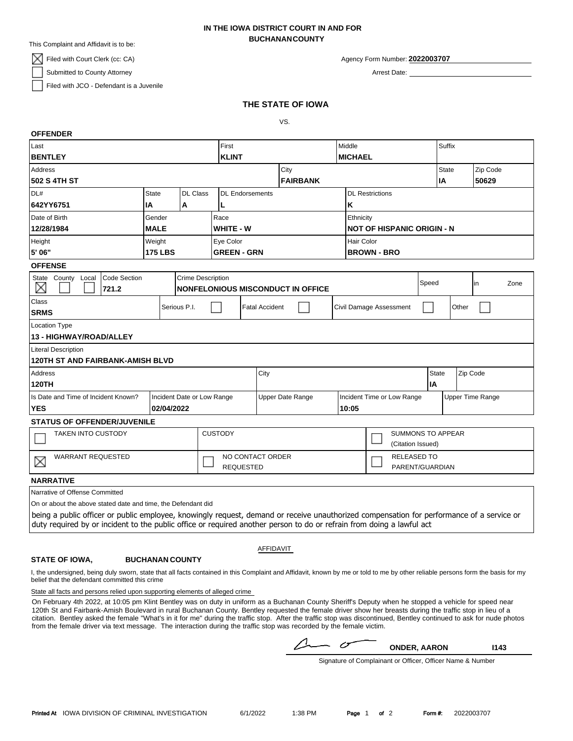**IN THE IOWA DISTRICT COURT IN AND FOR**
**BUCHANANCOUNTY**

This Complaint and Affidavit is to be:

- [x] Filed with Court Clerk (cc: CA)
- [ ] Submitted to County Attorney
- [ ] Filed with JCO - Defendant is a Juvenile

Agency Form Number: **2022003707**

Arrest Date:

## THE STATE OF IOWA

VS.

### OFFENDER

| Last | First | Middle | Suffix |
|---|---|---|---|
| **BENTLEY** | **KLINT** | **MICHAEL** | |

| Address | City | State | Zip Code |
|---|---|---|---|
| **502 S 4TH ST** | **FAIRBANK** | **IA** | **50629** |

| DL# | State | DL Class | DL Endorsements | DL Restrictions |
|---|---|---|---|---|
| **642YY6751** | **IA** | **A** | **L** | **K** |

| Date of Birth | Gender | Race | Ethnicity |
|---|---|---|---|
| **12/28/1984** | **MALE** | **WHITE - W** | **NOT OF HISPANIC ORIGIN - N** |

| Height | Weight | Eye Color | Hair Color |
|---|---|---|---|
| **5' 06"** | **175 LBS** | **GREEN - GRN** | **BROWN - BRO** |

### OFFENSE

| State | County | Local | Code Section | Crime Description | Speed | in | Zone |
|---|---|---|---|---|---|---|---|
| [x] | [ ] | [ ] | **721.2** | **NONFELONIOUS MISCONDUCT IN OFFICE** | | | |

| Class | Serious P.I. | Fatal Accident | Civil Damage Assessment | Other |
|---|---|---|---|---|
| **SRMS** | [ ] | [ ] | [ ] | [ ] |

Location Type
**13 - HIGHWAY/ROAD/ALLEY**

Literal Description
**120TH ST AND FAIRBANK-AMISH BLVD**

| Address | City | State | Zip Code |
|---|---|---|---|
| **120TH** | | **IA** | |

| Is Date and Time of Incident Known? | Incident Date or Low Range | Upper Date Range | Incident Time or Low Range | Upper Time Range |
|---|---|---|---|---|
| **YES** | **02/04/2022** | | **10:05** | |

### STATUS OF OFFENDER/JUVENILE

- [ ] TAKEN INTO CUSTODY
- CUSTODY
- [ ] SUMMONS TO APPEAR (Citation Issued)
- [x] WARRANT REQUESTED
- [ ] NO CONTACT ORDER REQUESTED
- [ ] RELEASED TO PARENT/GUARDIAN

### NARRATIVE

Narrative of Offense Committed

On or about the above stated date and time, the Defendant did

being a public officer or public employee, knowingly request, demand or receive unauthorized compensation for performance of a service or duty required by or incident to the public office or required another person to do or refrain from doing a lawful act

AFFIDAVIT

**STATE OF IOWA,** **BUCHANAN COUNTY**

I, the undersigned, being duly sworn, state that all facts contained in this Complaint and Affidavit, known by me or told to me by other reliable persons form the basis for my belief that the defendant committed this crime

State all facts and persons relied upon supporting elements of alleged crime

On February 4th 2022, at 10:05 pm Klint Bentley was on duty in uniform as a Buchanan County Sheriff's Deputy when he stopped a vehicle for speed near 120th St and Fairbank-Amish Boulevard in rural Buchanan County. Bentley requested the female driver show her breasts during the traffic stop in lieu of a citation. Bentley asked the female "What's in it for me" during the traffic stop. After the traffic stop was discontinued, Bentley continued to ask for nude photos from the female driver via text message. The interaction during the traffic stop was recorded by the female victim.

**ONDER, AARON** **I143**

Signature of Complainant or Officer, Officer Name & Number

Printed At IOWA DIVISION OF CRIMINAL INVESTIGATION 6/1/2022 1:38 PM Form #: 2022003707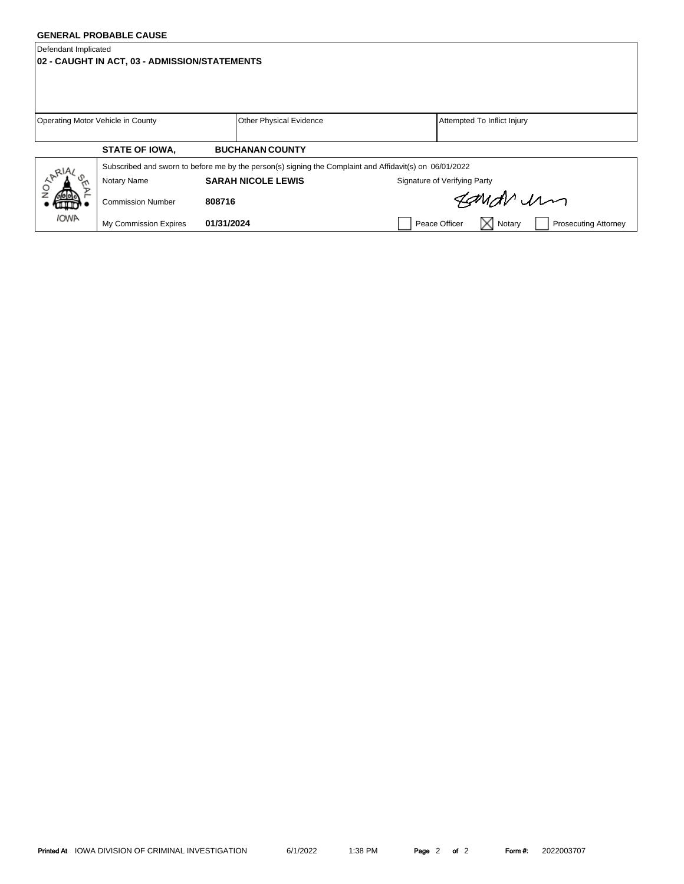**GENERAL PROBABLE CAUSE**

| Defendant Implicated | | |
| --- | --- | --- |
| **02 - CAUGHT IN ACT, 03 - ADMISSION/STATEMENTS** | | |
| Operating Motor Vehicle in County | Other Physical Evidence | Attempted To Inflict Injury |

**STATE OF IOWA, BUCHANAN COUNTY**

Subscribed and sworn to before me by the person(s) signing the Complaint and Affidavit(s) on 06/01/2022

| | | |
| --- | --- | --- |
| Notary Name | **SARAH NICOLE LEWIS** | Signature of Verifying Party |
| Commission Number | **808716** | |
| My Commission Expires | **01/31/2024** | ☐ Peace Officer ☒ Notary ☐ Prosecuting Attorney |

NOTARIAL SEAL IOWA

Printed At IOWA DIVISION OF CRIMINAL INVESTIGATION 6/1/2022 1:38 PM Form #: 2022003707